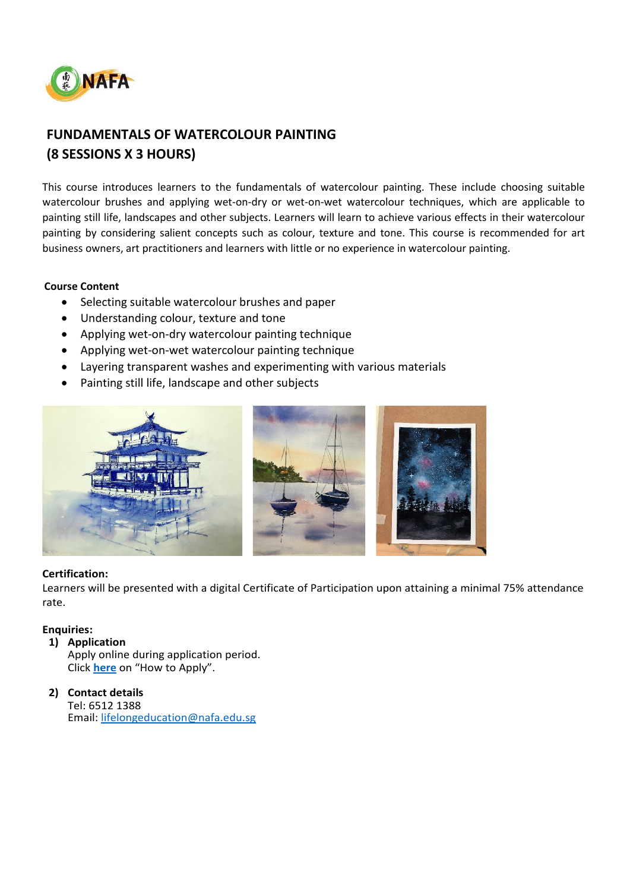# FUNDAMENTALS OF WATERCOLOUR PAINTING
# (8 SESSIONS X 3 HOURS)

This course introduces learners to the fundamentals of watercolour painting. These include choosing suitable watercolour brushes and applying wet-on-dry or wet-on-wet watercolour techniques, which are applicable to painting still life, landscapes and other subjects. Learners will learn to achieve various effects in their watercolour painting by considering salient concepts such as colour, texture and tone. This course is recommended for art business owners, art practitioners and learners with little or no experience in watercolour painting.

**Course Content**

- Selecting suitable watercolour brushes and paper
- Understanding colour, texture and tone
- Applying wet-on-dry watercolour painting technique
- Applying wet-on-wet watercolour painting technique
- Layering transparent washes and experimenting with various materials
- Painting still life, landscape and other subjects

**Certification:**

Learners will be presented with a digital Certificate of Participation upon attaining a minimal 75% attendance rate.

**Enquiries:**

1) **Application**
   Apply online during application period.
   Click **here** on "How to Apply".

2) **Contact details**
   Tel: 6512 1388
   Email: lifelongeducation@nafa.edu.sg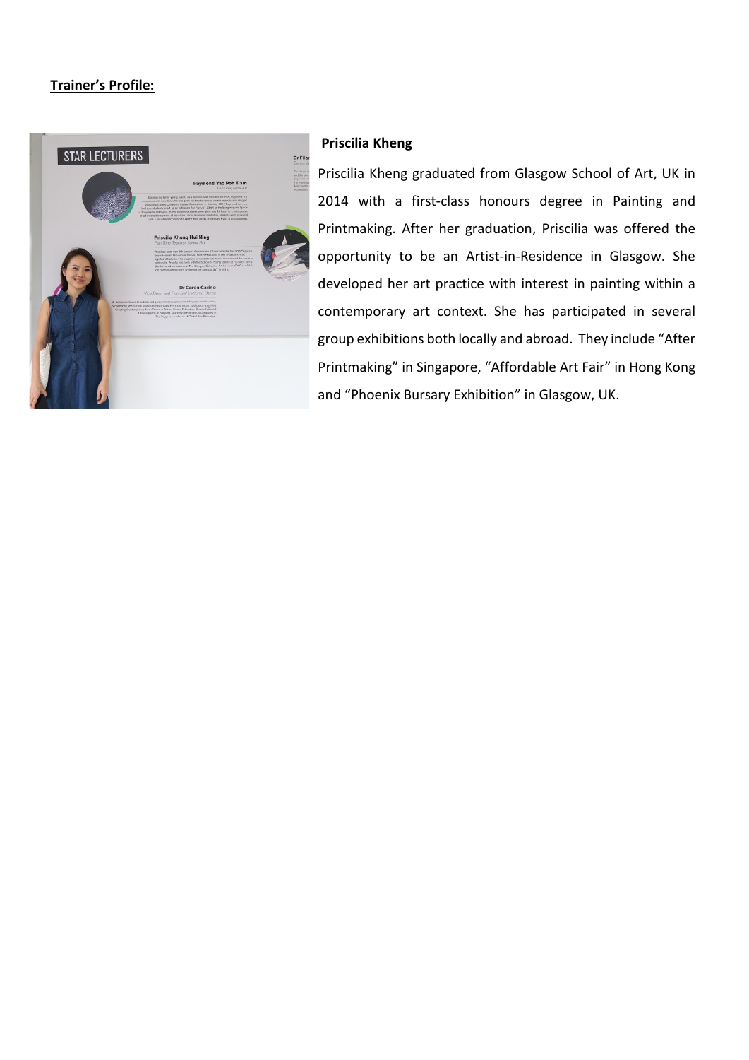**Trainer's Profile:**

**Priscilia Kheng**

Priscilia Kheng graduated from Glasgow School of Art, UK in 2014 with a first-class honours degree in Painting and Printmaking. After her graduation, Priscilia was offered the opportunity to be an Artist-in-Residence in Glasgow. She developed her art practice with interest in painting within a contemporary art context. She has participated in several group exhibitions both locally and abroad. They include "After Printmaking" in Singapore, "Affordable Art Fair" in Hong Kong and "Phoenix Bursary Exhibition" in Glasgow, UK.